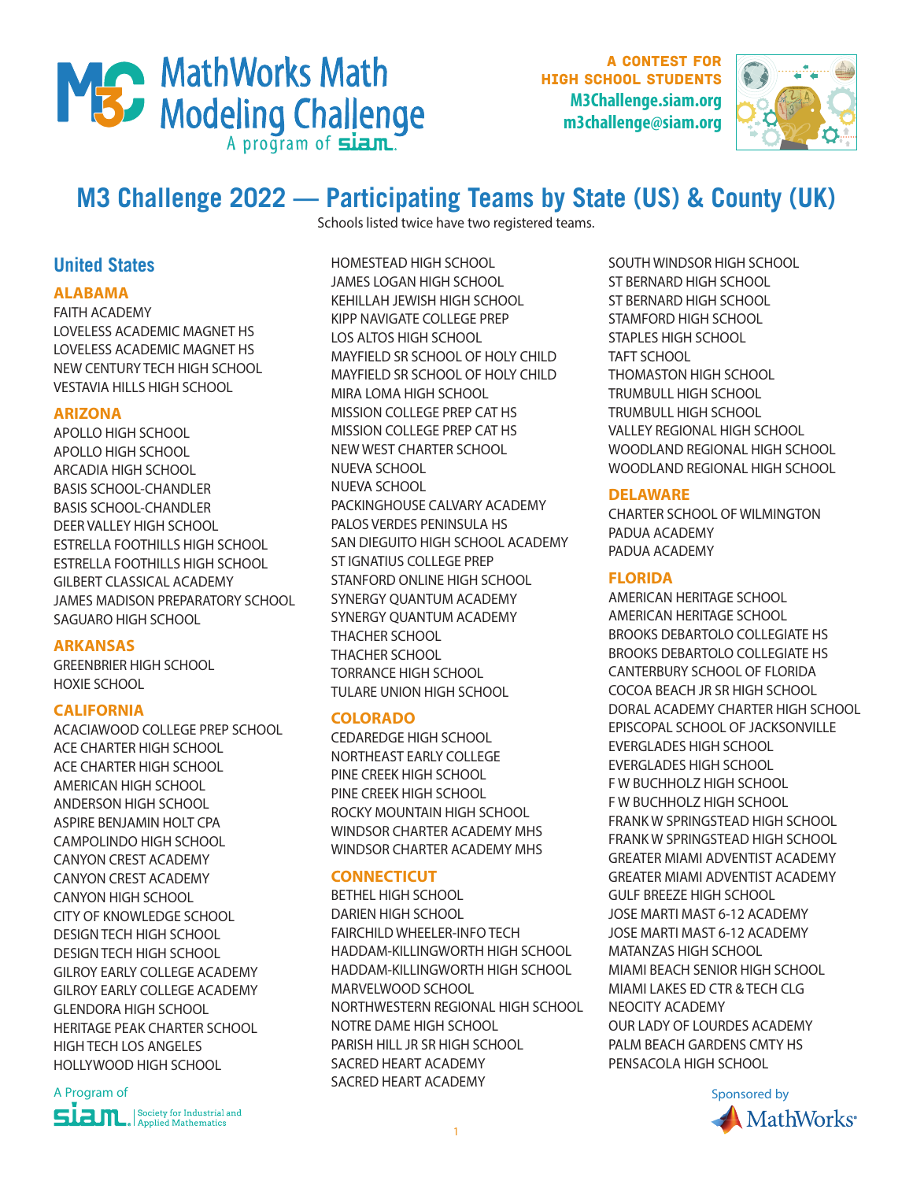# MathWorks Math Modeling Challenge

A program of siam.

A CONTEST FOR HIGH SCHOOL STUDENTS
M3Challenge.siam.org
m3challenge@siam.org

## M3 Challenge 2022 — Participating Teams by State (US) & County (UK)

Schools listed twice have two registered teams.

## United States

### ALABAMA

FAITH ACADEMY
LOVELESS ACADEMIC MAGNET HS
LOVELESS ACADEMIC MAGNET HS
NEW CENTURY TECH HIGH SCHOOL
VESTAVIA HILLS HIGH SCHOOL

### ARIZONA

APOLLO HIGH SCHOOL
APOLLO HIGH SCHOOL
ARCADIA HIGH SCHOOL
BASIS SCHOOL-CHANDLER
BASIS SCHOOL-CHANDLER
DEER VALLEY HIGH SCHOOL
ESTRELLA FOOTHILLS HIGH SCHOOL
ESTRELLA FOOTHILLS HIGH SCHOOL
GILBERT CLASSICAL ACADEMY
JAMES MADISON PREPARATORY SCHOOL
SAGUARO HIGH SCHOOL

### ARKANSAS

GREENBRIER HIGH SCHOOL
HOXIE SCHOOL

### CALIFORNIA

ACACIAWOOD COLLEGE PREP SCHOOL
ACE CHARTER HIGH SCHOOL
ACE CHARTER HIGH SCHOOL
AMERICAN HIGH SCHOOL
ANDERSON HIGH SCHOOL
ASPIRE BENJAMIN HOLT CPA
CAMPOLINDO HIGH SCHOOL
CANYON CREST ACADEMY
CANYON CREST ACADEMY
CANYON HIGH SCHOOL
CITY OF KNOWLEDGE SCHOOL
DESIGN TECH HIGH SCHOOL
DESIGN TECH HIGH SCHOOL
GILROY EARLY COLLEGE ACADEMY
GILROY EARLY COLLEGE ACADEMY
GLENDORA HIGH SCHOOL
HERITAGE PEAK CHARTER SCHOOL
HIGH TECH LOS ANGELES
HOLLYWOOD HIGH SCHOOL
HOMESTEAD HIGH SCHOOL
JAMES LOGAN HIGH SCHOOL
KEHILLAH JEWISH HIGH SCHOOL
KIPP NAVIGATE COLLEGE PREP
LOS ALTOS HIGH SCHOOL
MAYFIELD SR SCHOOL OF HOLY CHILD
MAYFIELD SR SCHOOL OF HOLY CHILD
MIRA LOMA HIGH SCHOOL
MISSION COLLEGE PREP CAT HS
MISSION COLLEGE PREP CAT HS
NEW WEST CHARTER SCHOOL
NUEVA SCHOOL
NUEVA SCHOOL
PACKINGHOUSE CALVARY ACADEMY
PALOS VERDES PENINSULA HS
SAN DIEGUITO HIGH SCHOOL ACADEMY
ST IGNATIUS COLLEGE PREP
STANFORD ONLINE HIGH SCHOOL
SYNERGY QUANTUM ACADEMY
SYNERGY QUANTUM ACADEMY
THACHER SCHOOL
THACHER SCHOOL
TORRANCE HIGH SCHOOL
TULARE UNION HIGH SCHOOL

### COLORADO

CEDAREDGE HIGH SCHOOL
NORTHEAST EARLY COLLEGE
PINE CREEK HIGH SCHOOL
PINE CREEK HIGH SCHOOL
ROCKY MOUNTAIN HIGH SCHOOL
WINDSOR CHARTER ACADEMY MHS
WINDSOR CHARTER ACADEMY MHS

### CONNECTICUT

BETHEL HIGH SCHOOL
DARIEN HIGH SCHOOL
FAIRCHILD WHEELER-INFO TECH
HADDAM-KILLINGWORTH HIGH SCHOOL
HADDAM-KILLINGWORTH HIGH SCHOOL
MARVELWOOD SCHOOL
NORTHWESTERN REGIONAL HIGH SCHOOL
NOTRE DAME HIGH SCHOOL
PARISH HILL JR SR HIGH SCHOOL
SACRED HEART ACADEMY
SACRED HEART ACADEMY
SOUTH WINDSOR HIGH SCHOOL
ST BERNARD HIGH SCHOOL
ST BERNARD HIGH SCHOOL
STAMFORD HIGH SCHOOL
STAPLES HIGH SCHOOL
TAFT SCHOOL
THOMASTON HIGH SCHOOL
TRUMBULL HIGH SCHOOL
TRUMBULL HIGH SCHOOL
VALLEY REGIONAL HIGH SCHOOL
WOODLAND REGIONAL HIGH SCHOOL
WOODLAND REGIONAL HIGH SCHOOL

### DELAWARE

CHARTER SCHOOL OF WILMINGTON
PADUA ACADEMY
PADUA ACADEMY

### FLORIDA

AMERICAN HERITAGE SCHOOL
AMERICAN HERITAGE SCHOOL
BROOKS DEBARTOLO COLLEGIATE HS
BROOKS DEBARTOLO COLLEGIATE HS
CANTERBURY SCHOOL OF FLORIDA
COCOA BEACH JR SR HIGH SCHOOL
DORAL ACADEMY CHARTER HIGH SCHOOL
EPISCOPAL SCHOOL OF JACKSONVILLE
EVERGLADES HIGH SCHOOL
EVERGLADES HIGH SCHOOL
F W BUCHHOLZ HIGH SCHOOL
F W BUCHHOLZ HIGH SCHOOL
FRANK W SPRINGSTEAD HIGH SCHOOL
FRANK W SPRINGSTEAD HIGH SCHOOL
GREATER MIAMI ADVENTIST ACADEMY
GREATER MIAMI ADVENTIST ACADEMY
GULF BREEZE HIGH SCHOOL
JOSE MARTI MAST 6-12 ACADEMY
JOSE MARTI MAST 6-12 ACADEMY
MATANZAS HIGH SCHOOL
MIAMI BEACH SENIOR HIGH SCHOOL
MIAMI LAKES ED CTR & TECH CLG
NEOCITY ACADEMY
OUR LADY OF LOURDES ACADEMY
PALM BEACH GARDENS CMTY HS
PENSACOLA HIGH SCHOOL

A Program of siam. Society for Industrial and Applied Mathematics

Sponsored by MathWorks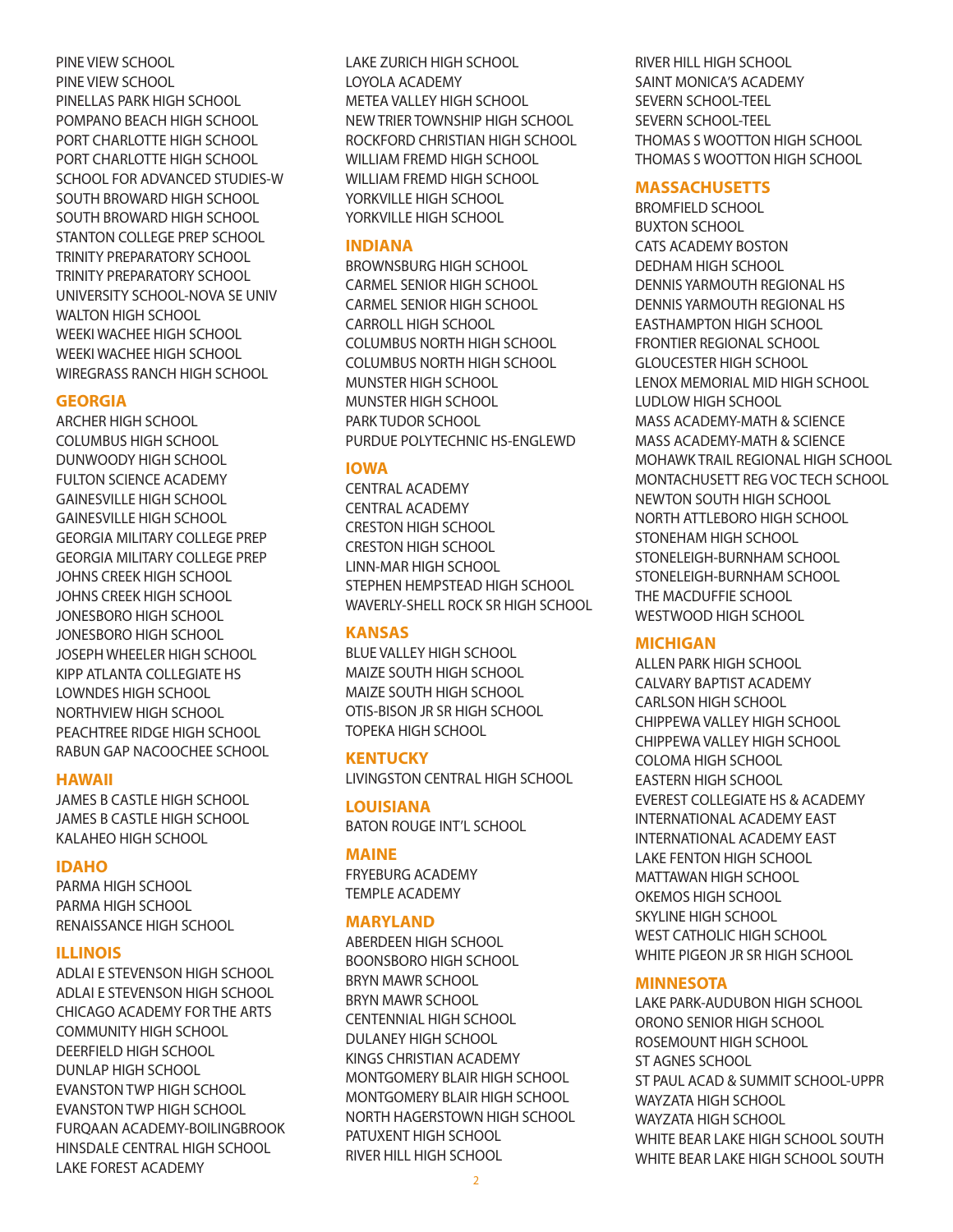PINE VIEW SCHOOL
PINE VIEW SCHOOL
PINELLAS PARK HIGH SCHOOL
POMPANO BEACH HIGH SCHOOL
PORT CHARLOTTE HIGH SCHOOL
PORT CHARLOTTE HIGH SCHOOL
SCHOOL FOR ADVANCED STUDIES-W
SOUTH BROWARD HIGH SCHOOL
SOUTH BROWARD HIGH SCHOOL
STANTON COLLEGE PREP SCHOOL
TRINITY PREPARATORY SCHOOL
TRINITY PREPARATORY SCHOOL
UNIVERSITY SCHOOL-NOVA SE UNIV
WALTON HIGH SCHOOL
WEEKI WACHEE HIGH SCHOOL
WEEKI WACHEE HIGH SCHOOL
WIREGRASS RANCH HIGH SCHOOL

## GEORGIA

ARCHER HIGH SCHOOL
COLUMBUS HIGH SCHOOL
DUNWOODY HIGH SCHOOL
FULTON SCIENCE ACADEMY
GAINESVILLE HIGH SCHOOL
GAINESVILLE HIGH SCHOOL
GEORGIA MILITARY COLLEGE PREP
GEORGIA MILITARY COLLEGE PREP
JOHNS CREEK HIGH SCHOOL
JOHNS CREEK HIGH SCHOOL
JONESBORO HIGH SCHOOL
JONESBORO HIGH SCHOOL
JOSEPH WHEELER HIGH SCHOOL
KIPP ATLANTA COLLEGIATE HS
LOWNDES HIGH SCHOOL
NORTHVIEW HIGH SCHOOL
PEACHTREE RIDGE HIGH SCHOOL
RABUN GAP NACOOCHEE SCHOOL

## HAWAII

JAMES B CASTLE HIGH SCHOOL
JAMES B CASTLE HIGH SCHOOL
KALAHEO HIGH SCHOOL

## IDAHO

PARMA HIGH SCHOOL
PARMA HIGH SCHOOL
RENAISSANCE HIGH SCHOOL

## ILLINOIS

ADLAI E STEVENSON HIGH SCHOOL
ADLAI E STEVENSON HIGH SCHOOL
CHICAGO ACADEMY FOR THE ARTS
COMMUNITY HIGH SCHOOL
DEERFIELD HIGH SCHOOL
DUNLAP HIGH SCHOOL
EVANSTON TWP HIGH SCHOOL
EVANSTON TWP HIGH SCHOOL
FURQAAN ACADEMY-BOILINGBROOK
HINSDALE CENTRAL HIGH SCHOOL
LAKE FOREST ACADEMY
LAKE ZURICH HIGH SCHOOL
LOYOLA ACADEMY
METEA VALLEY HIGH SCHOOL
NEW TRIER TOWNSHIP HIGH SCHOOL
ROCKFORD CHRISTIAN HIGH SCHOOL
WILLIAM FREMD HIGH SCHOOL
WILLIAM FREMD HIGH SCHOOL
YORKVILLE HIGH SCHOOL
YORKVILLE HIGH SCHOOL

## INDIANA

BROWNSBURG HIGH SCHOOL
CARMEL SENIOR HIGH SCHOOL
CARMEL SENIOR HIGH SCHOOL
CARROLL HIGH SCHOOL
COLUMBUS NORTH HIGH SCHOOL
COLUMBUS NORTH HIGH SCHOOL
MUNSTER HIGH SCHOOL
MUNSTER HIGH SCHOOL
PARK TUDOR SCHOOL
PURDUE POLYTECHNIC HS-ENGLEWD

## IOWA

CENTRAL ACADEMY
CENTRAL ACADEMY
CRESTON HIGH SCHOOL
CRESTON HIGH SCHOOL
LINN-MAR HIGH SCHOOL
STEPHEN HEMPSTEAD HIGH SCHOOL
WAVERLY-SHELL ROCK SR HIGH SCHOOL

## KANSAS

BLUE VALLEY HIGH SCHOOL
MAIZE SOUTH HIGH SCHOOL
MAIZE SOUTH HIGH SCHOOL
OTIS-BISON JR SR HIGH SCHOOL
TOPEKA HIGH SCHOOL

## KENTUCKY

LIVINGSTON CENTRAL HIGH SCHOOL

## LOUISIANA

BATON ROUGE INT'L SCHOOL

## MAINE

FRYEBURG ACADEMY
TEMPLE ACADEMY

## MARYLAND

ABERDEEN HIGH SCHOOL
BOONSBORO HIGH SCHOOL
BRYN MAWR SCHOOL
BRYN MAWR SCHOOL
CENTENNIAL HIGH SCHOOL
DULANEY HIGH SCHOOL
KINGS CHRISTIAN ACADEMY
MONTGOMERY BLAIR HIGH SCHOOL
MONTGOMERY BLAIR HIGH SCHOOL
NORTH HAGERSTOWN HIGH SCHOOL
PATUXENT HIGH SCHOOL
RIVER HILL HIGH SCHOOL
RIVER HILL HIGH SCHOOL
SAINT MONICA'S ACADEMY
SEVERN SCHOOL-TEEL
SEVERN SCHOOL-TEEL
THOMAS S WOOTTON HIGH SCHOOL
THOMAS S WOOTTON HIGH SCHOOL

## MASSACHUSETTS

BROMFIELD SCHOOL
BUXTON SCHOOL
CATS ACADEMY BOSTON
DEDHAM HIGH SCHOOL
DENNIS YARMOUTH REGIONAL HS
DENNIS YARMOUTH REGIONAL HS
EASTHAMPTON HIGH SCHOOL
FRONTIER REGIONAL SCHOOL
GLOUCESTER HIGH SCHOOL
LENOX MEMORIAL MID HIGH SCHOOL
LUDLOW HIGH SCHOOL
MASS ACADEMY-MATH & SCIENCE
MASS ACADEMY-MATH & SCIENCE
MOHAWK TRAIL REGIONAL HIGH SCHOOL
MONTACHUSETT REG VOC TECH SCHOOL
NEWTON SOUTH HIGH SCHOOL
NORTH ATTLEBORO HIGH SCHOOL
STONEHAM HIGH SCHOOL
STONELEIGH-BURNHAM SCHOOL
STONELEIGH-BURNHAM SCHOOL
THE MACDUFFIE SCHOOL
WESTWOOD HIGH SCHOOL

## MICHIGAN

ALLEN PARK HIGH SCHOOL
CALVARY BAPTIST ACADEMY
CARLSON HIGH SCHOOL
CHIPPEWA VALLEY HIGH SCHOOL
CHIPPEWA VALLEY HIGH SCHOOL
COLOMA HIGH SCHOOL
EASTERN HIGH SCHOOL
EVEREST COLLEGIATE HS & ACADEMY
INTERNATIONAL ACADEMY EAST
INTERNATIONAL ACADEMY EAST
LAKE FENTON HIGH SCHOOL
MATTAWAN HIGH SCHOOL
OKEMOS HIGH SCHOOL
SKYLINE HIGH SCHOOL
WEST CATHOLIC HIGH SCHOOL
WHITE PIGEON JR SR HIGH SCHOOL

## MINNESOTA

LAKE PARK-AUDUBON HIGH SCHOOL
ORONO SENIOR HIGH SCHOOL
ROSEMOUNT HIGH SCHOOL
ST AGNES SCHOOL
ST PAUL ACAD & SUMMIT SCHOOL-UPPR
WAYZATA HIGH SCHOOL
WAYZATA HIGH SCHOOL
WHITE BEAR LAKE HIGH SCHOOL SOUTH
WHITE BEAR LAKE HIGH SCHOOL SOUTH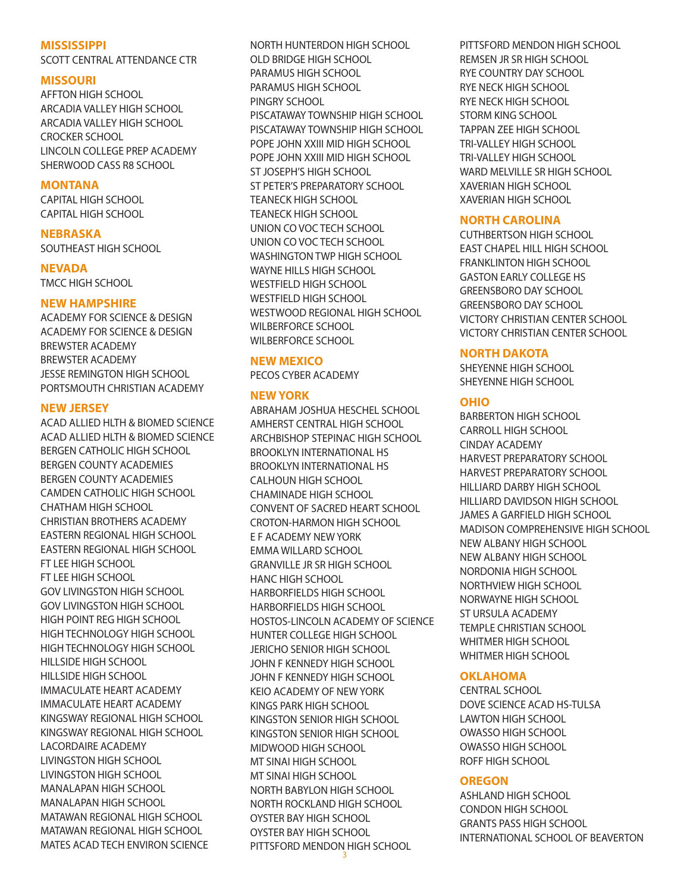## MISSISSIPPI

SCOTT CENTRAL ATTENDANCE CTR

## MISSOURI

AFFTON HIGH SCHOOL
ARCADIA VALLEY HIGH SCHOOL
ARCADIA VALLEY HIGH SCHOOL
CROCKER SCHOOL
LINCOLN COLLEGE PREP ACADEMY
SHERWOOD CASS R8 SCHOOL

## MONTANA

CAPITAL HIGH SCHOOL
CAPITAL HIGH SCHOOL

## NEBRASKA

SOUTHEAST HIGH SCHOOL

## NEVADA

TMCC HIGH SCHOOL

## NEW HAMPSHIRE

ACADEMY FOR SCIENCE & DESIGN
ACADEMY FOR SCIENCE & DESIGN
BREWSTER ACADEMY
BREWSTER ACADEMY
JESSE REMINGTON HIGH SCHOOL
PORTSMOUTH CHRISTIAN ACADEMY

## NEW JERSEY

ACAD ALLIED HLTH & BIOMED SCIENCE
ACAD ALLIED HLTH & BIOMED SCIENCE
BERGEN CATHOLIC HIGH SCHOOL
BERGEN COUNTY ACADEMIES
BERGEN COUNTY ACADEMIES
CAMDEN CATHOLIC HIGH SCHOOL
CHATHAM HIGH SCHOOL
CHRISTIAN BROTHERS ACADEMY
EASTERN REGIONAL HIGH SCHOOL
EASTERN REGIONAL HIGH SCHOOL
FT LEE HIGH SCHOOL
FT LEE HIGH SCHOOL
GOV LIVINGSTON HIGH SCHOOL
GOV LIVINGSTON HIGH SCHOOL
HIGH POINT REG HIGH SCHOOL
HIGH TECHNOLOGY HIGH SCHOOL
HIGH TECHNOLOGY HIGH SCHOOL
HILLSIDE HIGH SCHOOL
HILLSIDE HIGH SCHOOL
IMMACULATE HEART ACADEMY
IMMACULATE HEART ACADEMY
KINGSWAY REGIONAL HIGH SCHOOL
KINGSWAY REGIONAL HIGH SCHOOL
LACORDAIRE ACADEMY
LIVINGSTON HIGH SCHOOL
LIVINGSTON HIGH SCHOOL
MANALAPAN HIGH SCHOOL
MANALAPAN HIGH SCHOOL
MATAWAN REGIONAL HIGH SCHOOL
MATAWAN REGIONAL HIGH SCHOOL
MATES ACAD TECH ENVIRON SCIENCE
NORTH HUNTERDON HIGH SCHOOL
OLD BRIDGE HIGH SCHOOL
PARAMUS HIGH SCHOOL
PARAMUS HIGH SCHOOL
PINGRY SCHOOL
PISCATAWAY TOWNSHIP HIGH SCHOOL
PISCATAWAY TOWNSHIP HIGH SCHOOL
POPE JOHN XXIII MID HIGH SCHOOL
POPE JOHN XXIII MID HIGH SCHOOL
ST JOSEPH'S HIGH SCHOOL
ST PETER'S PREPARATORY SCHOOL
TEANECK HIGH SCHOOL
TEANECK HIGH SCHOOL
UNION CO VOC TECH SCHOOL
UNION CO VOC TECH SCHOOL
WASHINGTON TWP HIGH SCHOOL
WAYNE HILLS HIGH SCHOOL
WESTFIELD HIGH SCHOOL
WESTFIELD HIGH SCHOOL
WESTWOOD REGIONAL HIGH SCHOOL
WILBERFORCE SCHOOL
WILBERFORCE SCHOOL

## NEW MEXICO

PECOS CYBER ACADEMY

## NEW YORK

ABRAHAM JOSHUA HESCHEL SCHOOL
AMHERST CENTRAL HIGH SCHOOL
ARCHBISHOP STEPINAC HIGH SCHOOL
BROOKLYN INTERNATIONAL HS
BROOKLYN INTERNATIONAL HS
CALHOUN HIGH SCHOOL
CHAMINADE HIGH SCHOOL
CONVENT OF SACRED HEART SCHOOL
CROTON-HARMON HIGH SCHOOL
E F ACADEMY NEW YORK
EMMA WILLARD SCHOOL
GRANVILLE JR SR HIGH SCHOOL
HANC HIGH SCHOOL
HARBORFIELDS HIGH SCHOOL
HARBORFIELDS HIGH SCHOOL
HOSTOS-LINCOLN ACADEMY OF SCIENCE
HUNTER COLLEGE HIGH SCHOOL
JERICHO SENIOR HIGH SCHOOL
JOHN F KENNEDY HIGH SCHOOL
JOHN F KENNEDY HIGH SCHOOL
KEIO ACADEMY OF NEW YORK
KINGS PARK HIGH SCHOOL
KINGSTON SENIOR HIGH SCHOOL
KINGSTON SENIOR HIGH SCHOOL
MIDWOOD HIGH SCHOOL
MT SINAI HIGH SCHOOL
MT SINAI HIGH SCHOOL
NORTH BABYLON HIGH SCHOOL
NORTH ROCKLAND HIGH SCHOOL
OYSTER BAY HIGH SCHOOL
OYSTER BAY HIGH SCHOOL
PITTSFORD MENDON HIGH SCHOOL
PITTSFORD MENDON HIGH SCHOOL
REMSEN JR SR HIGH SCHOOL
RYE COUNTRY DAY SCHOOL
RYE NECK HIGH SCHOOL
RYE NECK HIGH SCHOOL
STORM KING SCHOOL
TAPPAN ZEE HIGH SCHOOL
TRI-VALLEY HIGH SCHOOL
TRI-VALLEY HIGH SCHOOL
WARD MELVILLE SR HIGH SCHOOL
XAVERIAN HIGH SCHOOL
XAVERIAN HIGH SCHOOL

## NORTH CAROLINA

CUTHBERTSON HIGH SCHOOL
EAST CHAPEL HILL HIGH SCHOOL
FRANKLINTON HIGH SCHOOL
GASTON EARLY COLLEGE HS
GREENSBORO DAY SCHOOL
GREENSBORO DAY SCHOOL
VICTORY CHRISTIAN CENTER SCHOOL
VICTORY CHRISTIAN CENTER SCHOOL

## NORTH DAKOTA

SHEYENNE HIGH SCHOOL
SHEYENNE HIGH SCHOOL

## OHIO

BARBERTON HIGH SCHOOL
CARROLL HIGH SCHOOL
CINDAY ACADEMY
HARVEST PREPARATORY SCHOOL
HARVEST PREPARATORY SCHOOL
HILLIARD DARBY HIGH SCHOOL
HILLIARD DAVIDSON HIGH SCHOOL
JAMES A GARFIELD HIGH SCHOOL
MADISON COMPREHENSIVE HIGH SCHOOL
NEW ALBANY HIGH SCHOOL
NEW ALBANY HIGH SCHOOL
NORDONIA HIGH SCHOOL
NORTHVIEW HIGH SCHOOL
NORWAYNE HIGH SCHOOL
ST URSULA ACADEMY
TEMPLE CHRISTIAN SCHOOL
WHITMER HIGH SCHOOL
WHITMER HIGH SCHOOL

## OKLAHOMA

CENTRAL SCHOOL
DOVE SCIENCE ACAD HS-TULSA
LAWTON HIGH SCHOOL
OWASSO HIGH SCHOOL
OWASSO HIGH SCHOOL
ROFF HIGH SCHOOL

## OREGON

ASHLAND HIGH SCHOOL
CONDON HIGH SCHOOL
GRANTS PASS HIGH SCHOOL
INTERNATIONAL SCHOOL OF BEAVERTON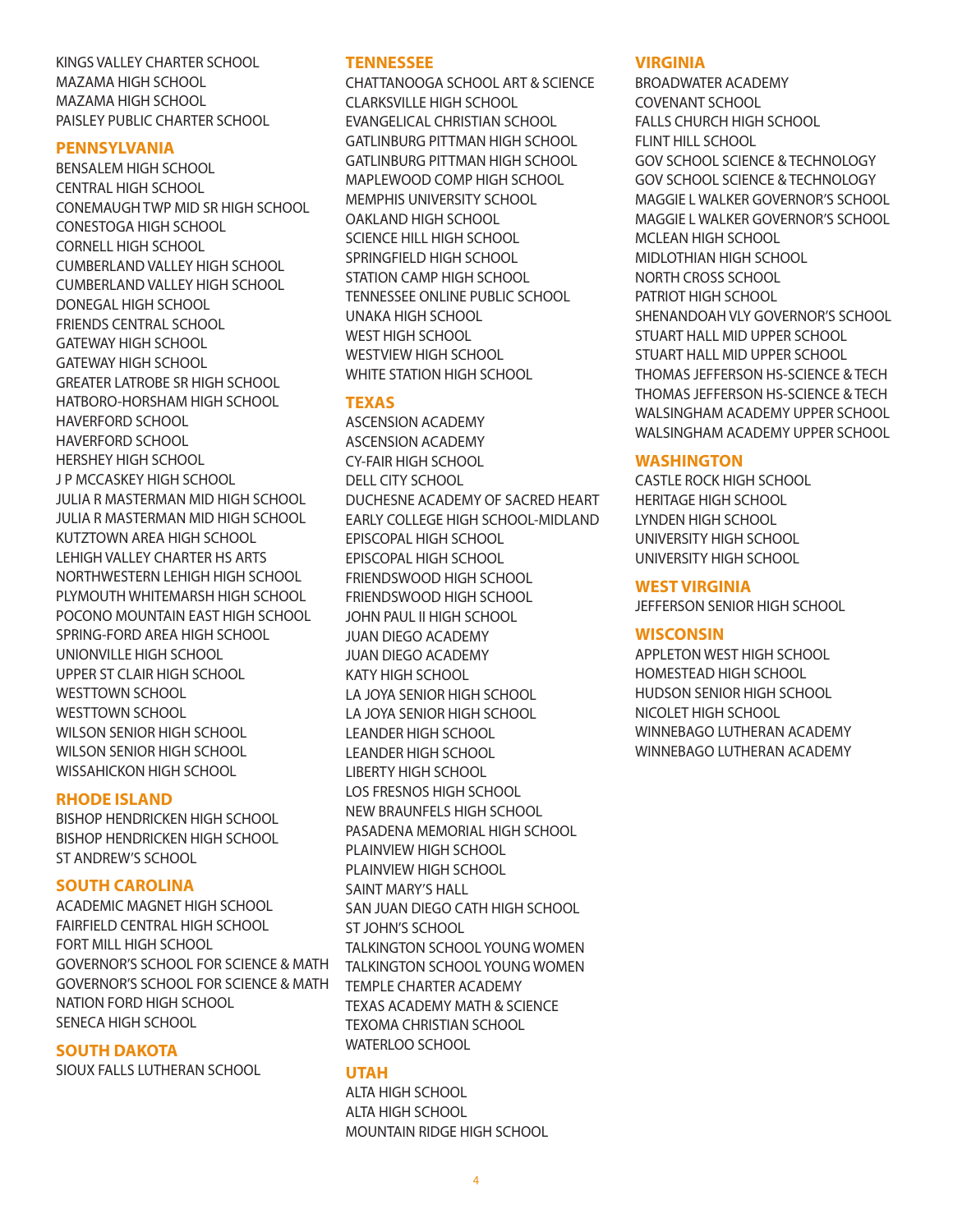KINGS VALLEY CHARTER SCHOOL
MAZAMA HIGH SCHOOL
MAZAMA HIGH SCHOOL
PAISLEY PUBLIC CHARTER SCHOOL

## PENNSYLVANIA

BENSALEM HIGH SCHOOL
CENTRAL HIGH SCHOOL
CONEMAUGH TWP MID SR HIGH SCHOOL
CONESTOGA HIGH SCHOOL
CORNELL HIGH SCHOOL
CUMBERLAND VALLEY HIGH SCHOOL
CUMBERLAND VALLEY HIGH SCHOOL
DONEGAL HIGH SCHOOL
FRIENDS CENTRAL SCHOOL
GATEWAY HIGH SCHOOL
GATEWAY HIGH SCHOOL
GREATER LATROBE SR HIGH SCHOOL
HATBORO-HORSHAM HIGH SCHOOL
HAVERFORD SCHOOL
HAVERFORD SCHOOL
HERSHEY HIGH SCHOOL
J P MCCASKEY HIGH SCHOOL
JULIA R MASTERMAN MID HIGH SCHOOL
JULIA R MASTERMAN MID HIGH SCHOOL
KUTZTOWN AREA HIGH SCHOOL
LEHIGH VALLEY CHARTER HS ARTS
NORTHWESTERN LEHIGH HIGH SCHOOL
PLYMOUTH WHITEMARSH HIGH SCHOOL
POCONO MOUNTAIN EAST HIGH SCHOOL
SPRING-FORD AREA HIGH SCHOOL
UNIONVILLE HIGH SCHOOL
UPPER ST CLAIR HIGH SCHOOL
WESTTOWN SCHOOL
WESTTOWN SCHOOL
WILSON SENIOR HIGH SCHOOL
WILSON SENIOR HIGH SCHOOL
WISSAHICKON HIGH SCHOOL

## RHODE ISLAND

BISHOP HENDRICKEN HIGH SCHOOL
BISHOP HENDRICKEN HIGH SCHOOL
ST ANDREW'S SCHOOL

## SOUTH CAROLINA

ACADEMIC MAGNET HIGH SCHOOL
FAIRFIELD CENTRAL HIGH SCHOOL
FORT MILL HIGH SCHOOL
GOVERNOR'S SCHOOL FOR SCIENCE & MATH
GOVERNOR'S SCHOOL FOR SCIENCE & MATH
NATION FORD HIGH SCHOOL
SENECA HIGH SCHOOL

## SOUTH DAKOTA

SIOUX FALLS LUTHERAN SCHOOL

## TENNESSEE

CHATTANOOGA SCHOOL ART & SCIENCE
CLARKSVILLE HIGH SCHOOL
EVANGELICAL CHRISTIAN SCHOOL
GATLINBURG PITTMAN HIGH SCHOOL
GATLINBURG PITTMAN HIGH SCHOOL
MAPLEWOOD COMP HIGH SCHOOL
MEMPHIS UNIVERSITY SCHOOL
OAKLAND HIGH SCHOOL
SCIENCE HILL HIGH SCHOOL
SPRINGFIELD HIGH SCHOOL
STATION CAMP HIGH SCHOOL
TENNESSEE ONLINE PUBLIC SCHOOL
UNAKA HIGH SCHOOL
WEST HIGH SCHOOL
WESTVIEW HIGH SCHOOL
WHITE STATION HIGH SCHOOL

## TEXAS

ASCENSION ACADEMY
ASCENSION ACADEMY
CY-FAIR HIGH SCHOOL
DELL CITY SCHOOL
DUCHESNE ACADEMY OF SACRED HEART
EARLY COLLEGE HIGH SCHOOL-MIDLAND
EPISCOPAL HIGH SCHOOL
EPISCOPAL HIGH SCHOOL
FRIENDSWOOD HIGH SCHOOL
FRIENDSWOOD HIGH SCHOOL
JOHN PAUL II HIGH SCHOOL
JUAN DIEGO ACADEMY
JUAN DIEGO ACADEMY
KATY HIGH SCHOOL
LA JOYA SENIOR HIGH SCHOOL
LA JOYA SENIOR HIGH SCHOOL
LEANDER HIGH SCHOOL
LEANDER HIGH SCHOOL
LIBERTY HIGH SCHOOL
LOS FRESNOS HIGH SCHOOL
NEW BRAUNFELS HIGH SCHOOL
PASADENA MEMORIAL HIGH SCHOOL
PLAINVIEW HIGH SCHOOL
PLAINVIEW HIGH SCHOOL
SAINT MARY'S HALL
SAN JUAN DIEGO CATH HIGH SCHOOL
ST JOHN'S SCHOOL
TALKINGTON SCHOOL YOUNG WOMEN
TALKINGTON SCHOOL YOUNG WOMEN
TEMPLE CHARTER ACADEMY
TEXAS ACADEMY MATH & SCIENCE
TEXOMA CHRISTIAN SCHOOL
WATERLOO SCHOOL

## UTAH

ALTA HIGH SCHOOL
ALTA HIGH SCHOOL
MOUNTAIN RIDGE HIGH SCHOOL

## VIRGINIA

BROADWATER ACADEMY
COVENANT SCHOOL
FALLS CHURCH HIGH SCHOOL
FLINT HILL SCHOOL
GOV SCHOOL SCIENCE & TECHNOLOGY
GOV SCHOOL SCIENCE & TECHNOLOGY
MAGGIE L WALKER GOVERNOR'S SCHOOL
MAGGIE L WALKER GOVERNOR'S SCHOOL
MCLEAN HIGH SCHOOL
MIDLOTHIAN HIGH SCHOOL
NORTH CROSS SCHOOL
PATRIOT HIGH SCHOOL
SHENANDOAH VLY GOVERNOR'S SCHOOL
STUART HALL MID UPPER SCHOOL
STUART HALL MID UPPER SCHOOL
THOMAS JEFFERSON HS-SCIENCE & TECH
THOMAS JEFFERSON HS-SCIENCE & TECH
WALSINGHAM ACADEMY UPPER SCHOOL
WALSINGHAM ACADEMY UPPER SCHOOL

## WASHINGTON

CASTLE ROCK HIGH SCHOOL
HERITAGE HIGH SCHOOL
LYNDEN HIGH SCHOOL
UNIVERSITY HIGH SCHOOL
UNIVERSITY HIGH SCHOOL

## WEST VIRGINIA

JEFFERSON SENIOR HIGH SCHOOL

## WISCONSIN

APPLETON WEST HIGH SCHOOL
HOMESTEAD HIGH SCHOOL
HUDSON SENIOR HIGH SCHOOL
NICOLET HIGH SCHOOL
WINNEBAGO LUTHERAN ACADEMY
WINNEBAGO LUTHERAN ACADEMY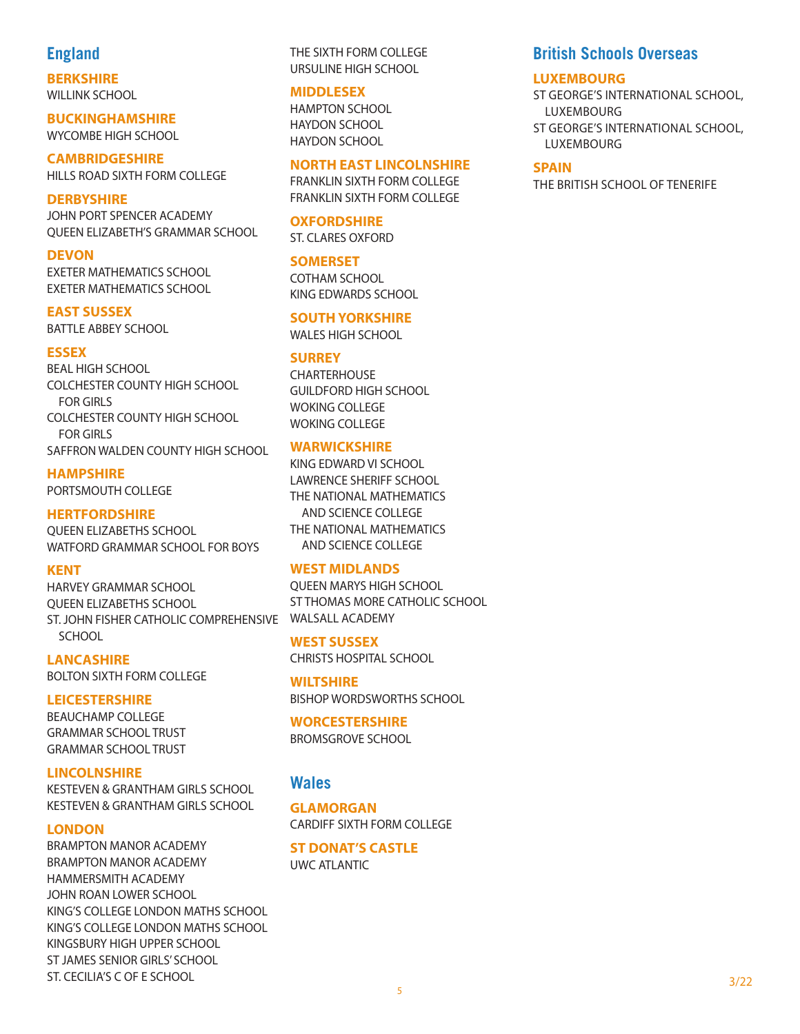## England

### BERKSHIRE
WILLINK SCHOOL

### BUCKINGHAMSHIRE
WYCOMBE HIGH SCHOOL

### CAMBRIDGESHIRE
HILLS ROAD SIXTH FORM COLLEGE

### DERBYSHIRE
JOHN PORT SPENCER ACADEMY
QUEEN ELIZABETH'S GRAMMAR SCHOOL

### DEVON
EXETER MATHEMATICS SCHOOL
EXETER MATHEMATICS SCHOOL

### EAST SUSSEX
BATTLE ABBEY SCHOOL

### ESSEX
BEAL HIGH SCHOOL
COLCHESTER COUNTY HIGH SCHOOL FOR GIRLS
COLCHESTER COUNTY HIGH SCHOOL FOR GIRLS
SAFFRON WALDEN COUNTY HIGH SCHOOL

### HAMPSHIRE
PORTSMOUTH COLLEGE

### HERTFORDSHIRE
QUEEN ELIZABETHS SCHOOL
WATFORD GRAMMAR SCHOOL FOR BOYS

### KENT
HARVEY GRAMMAR SCHOOL
QUEEN ELIZABETHS SCHOOL
ST. JOHN FISHER CATHOLIC COMPREHENSIVE SCHOOL

### LANCASHIRE
BOLTON SIXTH FORM COLLEGE

### LEICESTERSHIRE
BEAUCHAMP COLLEGE
GRAMMAR SCHOOL TRUST
GRAMMAR SCHOOL TRUST

### LINCOLNSHIRE
KESTEVEN & GRANTHAM GIRLS SCHOOL
KESTEVEN & GRANTHAM GIRLS SCHOOL

### LONDON
BRAMPTON MANOR ACADEMY
BRAMPTON MANOR ACADEMY
HAMMERSMITH ACADEMY
JOHN ROAN LOWER SCHOOL
KING'S COLLEGE LONDON MATHS SCHOOL
KING'S COLLEGE LONDON MATHS SCHOOL
KINGSBURY HIGH UPPER SCHOOL
ST JAMES SENIOR GIRLS' SCHOOL
ST. CECILIA'S C OF E SCHOOL
THE SIXTH FORM COLLEGE
URSULINE HIGH SCHOOL

### MIDDLESEX
HAMPTON SCHOOL
HAYDON SCHOOL
HAYDON SCHOOL

### NORTH EAST LINCOLNSHIRE
FRANKLIN SIXTH FORM COLLEGE
FRANKLIN SIXTH FORM COLLEGE

### OXFORDSHIRE
ST. CLARES OXFORD

### SOMERSET
COTHAM SCHOOL
KING EDWARDS SCHOOL

### SOUTH YORKSHIRE
WALES HIGH SCHOOL

### SURREY
CHARTERHOUSE
GUILDFORD HIGH SCHOOL
WOKING COLLEGE
WOKING COLLEGE

### WARWICKSHIRE
KING EDWARD VI SCHOOL
LAWRENCE SHERIFF SCHOOL
THE NATIONAL MATHEMATICS AND SCIENCE COLLEGE
THE NATIONAL MATHEMATICS AND SCIENCE COLLEGE

### WEST MIDLANDS
QUEEN MARYS HIGH SCHOOL
ST THOMAS MORE CATHOLIC SCHOOL
WALSALL ACADEMY

### WEST SUSSEX
CHRISTS HOSPITAL SCHOOL

### WILTSHIRE
BISHOP WORDSWORTHS SCHOOL

### WORCESTERSHIRE
BROMSGROVE SCHOOL

## Wales

### GLAMORGAN
CARDIFF SIXTH FORM COLLEGE

### ST DONAT'S CASTLE
UWC ATLANTIC

## British Schools Overseas

### LUXEMBOURG
ST GEORGE'S INTERNATIONAL SCHOOL, LUXEMBOURG
ST GEORGE'S INTERNATIONAL SCHOOL, LUXEMBOURG

### SPAIN
THE BRITISH SCHOOL OF TENERIFE

3/22